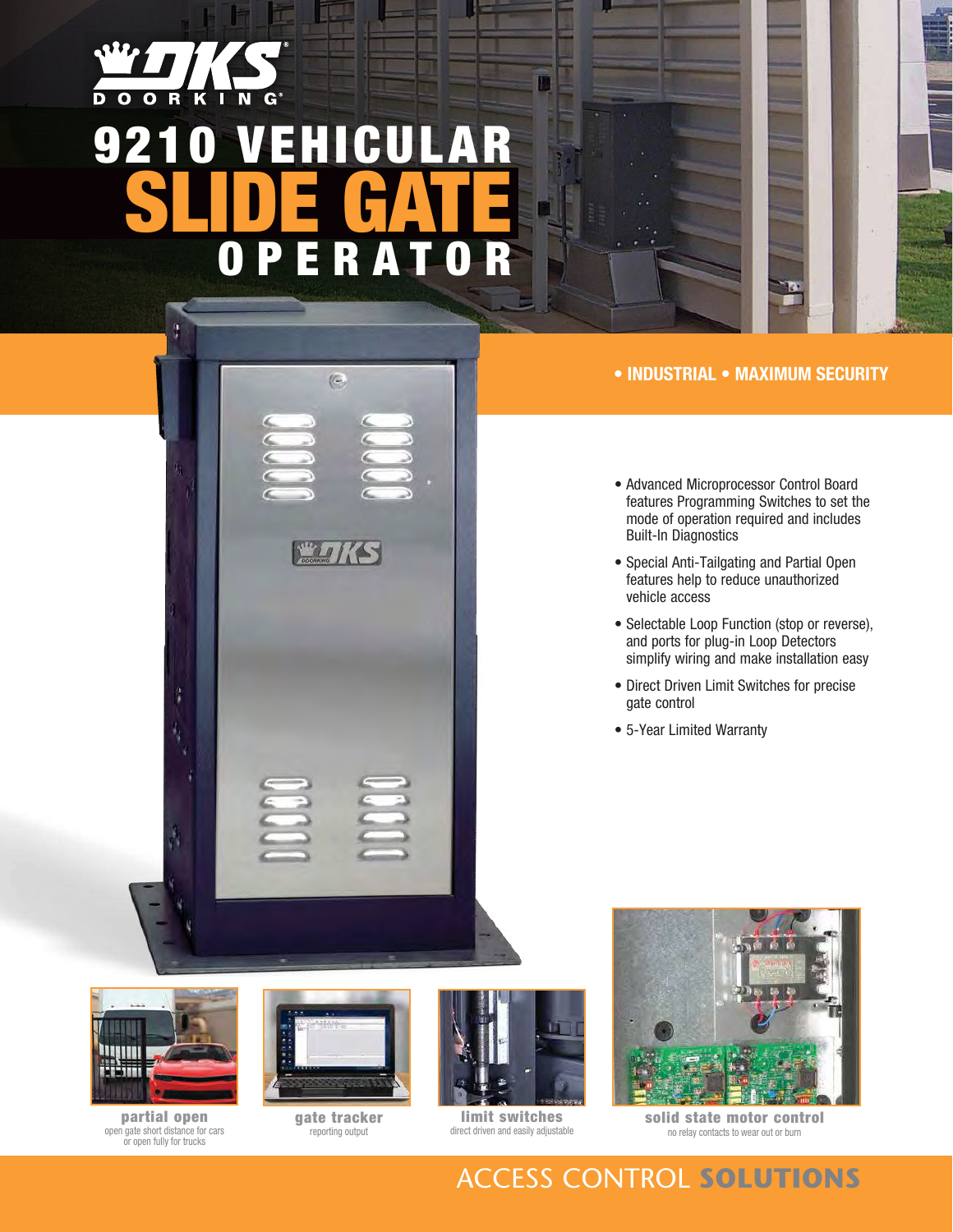DOORKING

# 9210 VEHICULAR SLIDE GATE OPERATOR

**• INDUSTRIAL • MAXIMUM SECURITY**

- Advanced Microprocessor Control Board features Programming Switches to set the mode of operation required and includes Built-In Diagnostics
- Special Anti-Tailgating and Partial Open features help to reduce unauthorized vehicle access
- Selectable Loop Function (stop or reverse), and ports for plug-in Loop Detectors simplify wiring and make installation easy
- Direct Driven Limit Switches for precise gate control
- 5-Year Limited Warranty

**partial open**
open gate short distance for cars or open fully for trucks

**gate tracker**
reporting output

**limit switches**
direct driven and easily adjustable

**solid state motor control**
no relay contacts to wear out or burn

ACCESS CONTROL **SOLUTIONS**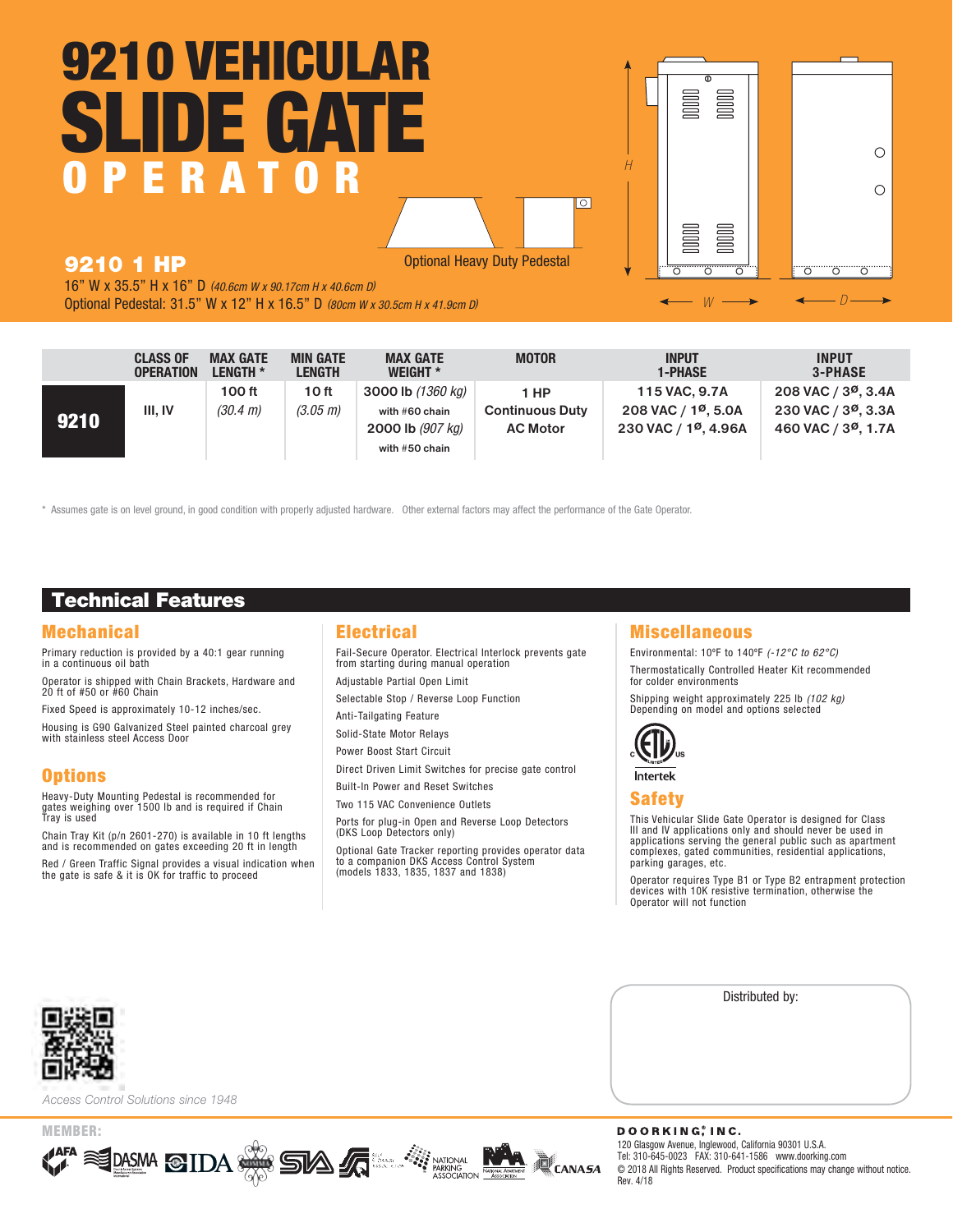# 9210 VEHICULAR SLIDE GATE OPERATOR

## 9210 1 HP

16" W x 35.5" H x 16" D *(40.6cm W x 90.17cm H x 40.6cm D)*

Optional Pedestal: 31.5" W x 12" H x 16.5" D *(80cm W x 30.5cm H x 41.9cm D)*

Optional Heavy Duty Pedestal

H

W

D

| | CLASS OF OPERATION | MAX GATE LENGTH * | MIN GATE LENGTH | MAX GATE WEIGHT * | MOTOR | INPUT 1-PHASE | INPUT 3-PHASE |
|---|---|---|---|---|---|---|---|
| **9210** | III, IV | 100 ft *(30.4 m)* | 10 ft *(3.05 m)* | 3000 lb *(1360 kg)* with #60 chain 2000 lb *(907 kg)* with #50 chain | 1 HP Continuous Duty AC Motor | 115 VAC, 9.7A 208 VAC / 1Ø, 5.0A 230 VAC / 1Ø, 4.96A | 208 VAC / 3Ø, 3.4A 230 VAC / 3Ø, 3.3A 460 VAC / 3Ø, 1.7A |

\* Assumes gate is on level ground, in good condition with properly adjusted hardware. Other external factors may affect the performance of the Gate Operator.

## Technical Features

### Mechanical

Primary reduction is provided by a 40:1 gear running in a continuous oil bath

Operator is shipped with Chain Brackets, Hardware and 20 ft of #50 or #60 Chain

Fixed Speed is approximately 10-12 inches/sec.

Housing is G90 Galvanized Steel painted charcoal grey with stainless steel Access Door

### Options

Heavy-Duty Mounting Pedestal is recommended for gates weighing over 1500 lb and is required if Chain Tray is used

Chain Tray Kit (p/n 2601-270) is available in 10 ft lengths and is recommended on gates exceeding 20 ft in length

Red / Green Traffic Signal provides a visual indication when the gate is safe & it is OK for traffic to proceed

### Electrical

Fail-Secure Operator. Electrical Interlock prevents gate from starting during manual operation

Adjustable Partial Open Limit

Selectable Stop / Reverse Loop Function

Anti-Tailgating Feature

Solid-State Motor Relays

Power Boost Start Circuit

Direct Driven Limit Switches for precise gate control

Built-In Power and Reset Switches

Two 115 VAC Convenience Outlets

Ports for plug-in Open and Reverse Loop Detectors (DKS Loop Detectors only)

Optional Gate Tracker reporting provides operator data to a companion DKS Access Control System (models 1833, 1835, 1837 and 1838)

### Miscellaneous

Environmental: 10°F to 140°F *(-12°C to 62°C)*

Thermostatically Controlled Heater Kit recommended for colder environments

Shipping weight approximately 225 lb *(102 kg)* Depending on model and options selected

Intertek

### Safety

This Vehicular Slide Gate Operator is designed for Class III and IV applications only and should never be used in applications serving the general public such as apartment complexes, gated communities, residential applications, parking garages, etc.

Operator requires Type B1 or Type B2 entrapment protection devices with 10K resistive termination, otherwise the Operator will not function

*Access Control Solutions since 1948*

Distributed by:

MEMBER: AFA, DASMA, IDA, NOMMA, SIA, NATIONAL PARKING ASSOCIATION, National Apartment Association, CANASA

DOORKING®, INC.
120 Glasgow Avenue, Inglewood, California 90301 U.S.A.
Tel: 310-645-0023 FAX: 310-641-1586 www.doorking.com
© 2018 All Rights Reserved. Product specifications may change without notice.
Rev. 4/18